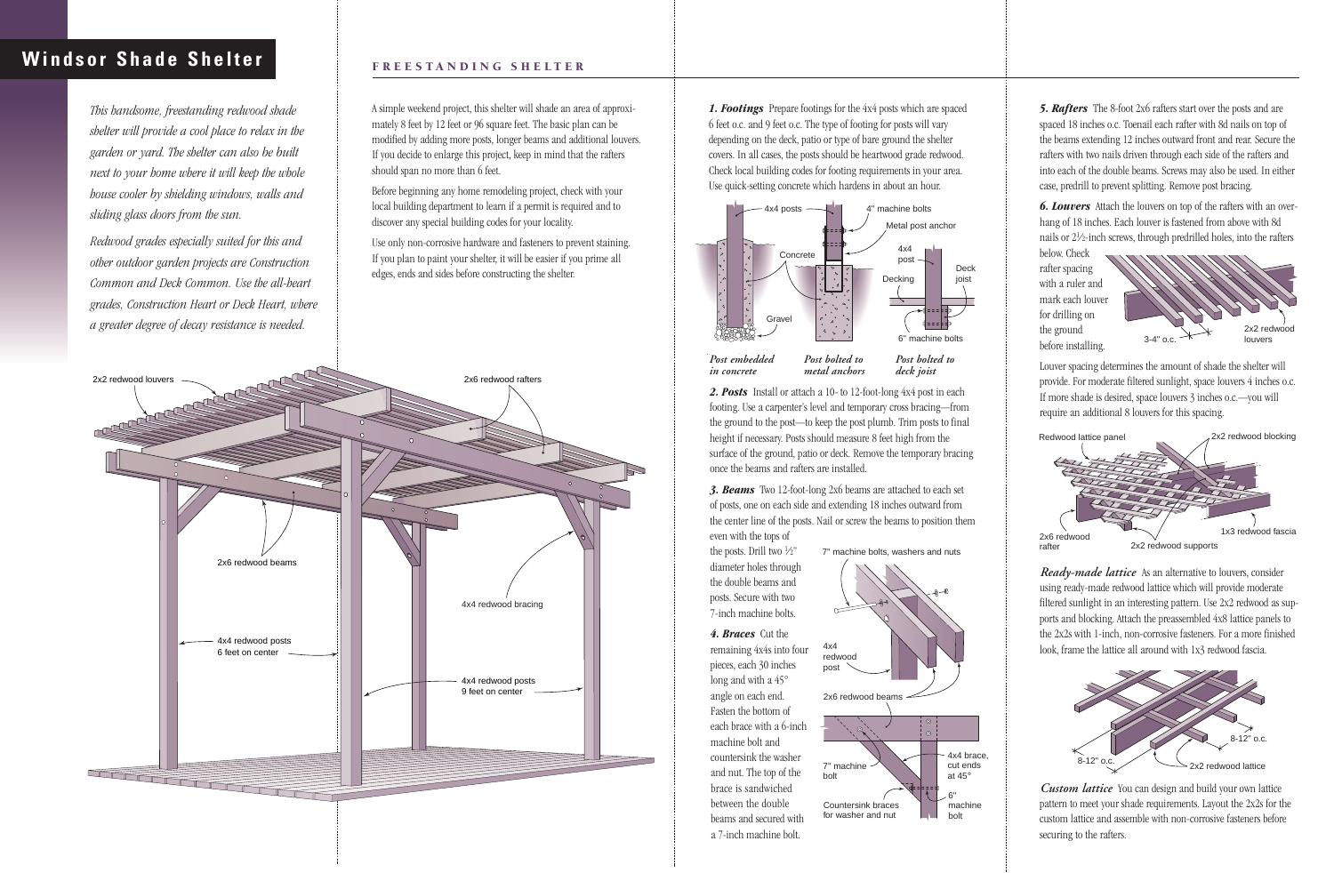# Windsor Shade Shelter

*This handsome, freestanding redwood shade shelter will provide a cool place to relax in the garden or yard. The shelter can also be built next to your home where it will keep the whole house cooler by shielding windows, walls and sliding glass doors from the sun.*

*Redwood grades especially suited for this and other outdoor garden projects are Construction Common and Deck Common. Use the all-heart grades, Construction Heart or Deck Heart, where a greater degree of decay resistance is needed.*

## FREESTANDING SHELTER

A simple weekend project, this shelter will shade an area of approximately 8 feet by 12 feet or 96 square feet. The basic plan can be modified by adding more posts, longer beams and additional louvers. If you decide to enlarge this project, keep in mind that the rafters should span no more than 6 feet.

Before beginning any home remodeling project, check with your local building department to learn if a permit is required and to discover any special building codes for your locality.

Use only non-corrosive hardware and fasteners to prevent staining. If you plan to paint your shelter, it will be easier if you prime all edges, ends and sides before constructing the shelter.

***1. Footings*** Prepare footings for the 4x4 posts which are spaced 6 feet o.c. and 9 feet o.c. The type of footing for posts will vary depending on the deck, patio or type of bare ground the shelter covers. In all cases, the posts should be heartwood grade redwood. Check local building codes for footing requirements in your area. Use quick-setting concrete which hardens in about an hour.

*Post embedded in concrete* — *Post bolted to metal anchors* — *Post bolted to deck joist*

***2. Posts*** Install or attach a 10- to 12-foot-long 4x4 post in each footing. Use a carpenter's level and temporary cross bracing—from the ground to the post—to keep the post plumb. Trim posts to final height if necessary. Posts should measure 8 feet high from the surface of the ground, patio or deck. Remove the temporary bracing once the beams and rafters are installed.

***3. Beams*** Two 12-foot-long 2x6 beams are attached to each set of posts, one on each side and extending 18 inches outward from the center line of the posts. Nail or screw the beams to position them even with the tops of the posts. Drill two ½" diameter holes through the double beams and posts. Secure with two 7-inch machine bolts.

***4. Braces*** Cut the remaining 4x4s into four pieces, each 30 inches long and with a 45° angle on each end. Fasten the bottom of each brace with a 6-inch machine bolt and countersink the washer and nut. The top of the brace is sandwiched between the double beams and secured with a 7-inch machine bolt.

***5. Rafters*** The 8-foot 2x6 rafters start over the posts and are spaced 18 inches o.c. Toenail each rafter with 8d nails on top of the beams extending 12 inches outward front and rear. Secure the rafters with two nails driven through each side of the rafters and into each of the double beams. Screws may also be used. In either case, predrill to prevent splitting. Remove post bracing.

***6. Louvers*** Attach the louvers on top of the rafters with an overhang of 18 inches. Each louver is fastened from above with 8d nails or 2½-inch screws, through predrilled holes, into the rafters below. Check rafter spacing with a ruler and mark each louver for drilling on the ground before installing.

Louver spacing determines the amount of shade the shelter will provide. For moderate filtered sunlight, space louvers 4 inches o.c. If more shade is desired, space louvers 3 inches o.c.—you will require an additional 8 louvers for this spacing.

***Ready-made lattice*** As an alternative to louvers, consider using ready-made redwood lattice which will provide moderate filtered sunlight in an interesting pattern. Use 2x2 redwood as supports and blocking. Attach the preassembled 4x8 lattice panels to the 2x2s with 1-inch, non-corrosive fasteners. For a more finished look, frame the lattice all around with 1x3 redwood fascia.

***Custom lattice*** You can design and build your own lattice pattern to meet your shade requirements. Layout the 2x2s for the custom lattice and assemble with non-corrosive fasteners before securing to the rafters.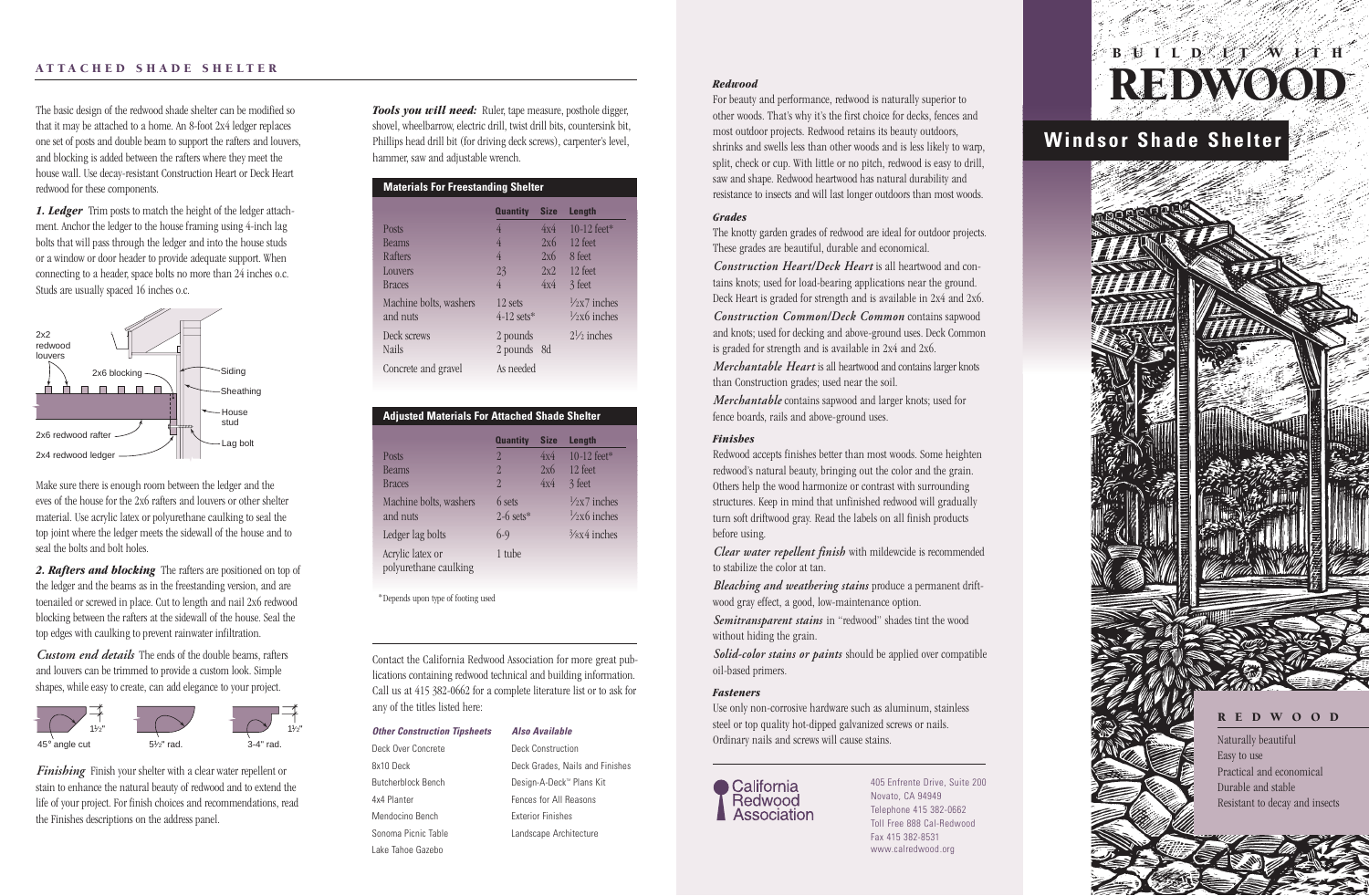## ATTACHED SHADE SHELTER

The basic design of the redwood shade shelter can be modified so that it may be attached to a home. An 8-foot 2x4 ledger replaces one set of posts and double beam to support the rafters and louvers, and blocking is added between the rafters where they meet the house wall. Use decay-resistant Construction Heart or Deck Heart redwood for these components.

***1. Ledger*** Trim posts to match the height of the ledger attachment. Anchor the ledger to the house framing using 4-inch lag bolts that will pass through the ledger and into the house studs or a window or door header to provide adequate support. When connecting to a header, space bolts no more than 24 inches o.c. Studs are usually spaced 16 inches o.c.

2x2 redwood louvers
2x6 blocking
Siding
Sheathing
House stud
2x6 redwood rafter
Lag bolt
2x4 redwood ledger

Make sure there is enough room between the ledger and the eves of the house for the 2x6 rafters and louvers or other shelter material. Use acrylic latex or polyurethane caulking to seal the top joint where the ledger meets the sidewall of the house and to seal the bolts and bolt holes.

***2. Rafters and blocking*** The rafters are positioned on top of the ledger and the beams as in the freestanding version, and are toenailed or screwed in place. Cut to length and nail 2x6 redwood blocking between the rafters at the sidewall of the house. Seal the top edges with caulking to prevent rainwater infiltration.

***Custom end details*** The ends of the double beams, rafters and louvers can be trimmed to provide a custom look. Simple shapes, while easy to create, can add elegance to your project.

1½"
45° angle cut
5½" rad.
1½"
3-4" rad.

***Finishing*** Finish your shelter with a clear water repellent or stain to enhance the natural beauty of redwood and to extend the life of your project. For finish choices and recommendations, read the Finishes descriptions on the address panel.

***Tools you will need:*** Ruler, tape measure, posthole digger, shovel, wheelbarrow, electric drill, twist drill bits, countersink bit, Phillips head drill bit (for driving deck screws), carpenter's level, hammer, saw and adjustable wrench.

**Materials For Freestanding Shelter**

| | Quantity | Size | Length |
|---|---|---|---|
| Posts | 4 | 4x4 | 10-12 feet* |
| Beams | 4 | 2x6 | 12 feet |
| Rafters | 4 | 2x6 | 8 feet |
| Louvers | 23 | 2x2 | 12 feet |
| Braces | 4 | 4x4 | 3 feet |
| Machine bolts, washers and nuts | 12 sets<br>4-12 sets* | | ½x7 inches<br>½x6 inches |
| Deck screws<br>Nails | 2 pounds<br>2 pounds | 8d | 2½ inches |
| Concrete and gravel | As needed | | |

**Adjusted Materials For Attached Shade Shelter**

| | Quantity | Size | Length |
|---|---|---|---|
| Posts | 2 | 4x4 | 10-12 feet* |
| Beams | 2 | 2x6 | 12 feet |
| Braces | 2 | 4x4 | 3 feet |
| Machine bolts, washers and nuts | 6 sets<br>2-6 sets* | | ½x7 inches<br>½x6 inches |
| Ledger lag bolts | 6-9 | | ⅜x4 inches |
| Acrylic latex or polyurethane caulking | 1 tube | | |

*Depends upon type of footing used

Contact the California Redwood Association for more great publications containing redwood technical and building information. Call us at 415 382-0662 for a complete literature list or to ask for any of the titles listed here:

***Other Construction Tipsheets***
- Deck Over Concrete
- 8x10 Deck
- Butcherblock Bench
- 4x4 Planter
- Mendocino Bench
- Sonoma Picnic Table
- Lake Tahoe Gazebo

***Also Available***
- Deck Construction
- Deck Grades, Nails and Finishes
- Design-A-Deck™ Plans Kit
- Fences for All Reasons
- Exterior Finishes
- Landscape Architecture

### *Redwood*

For beauty and performance, redwood is naturally superior to other woods. That's why it's the first choice for decks, fences and most outdoor projects. Redwood retains its beauty outdoors, shrinks and swells less than other woods and is less likely to warp, split, check or cup. With little or no pitch, redwood is easy to drill, saw and shape. Redwood heartwood has natural durability and resistance to insects and will last longer outdoors than most woods.

### *Grades*

The knotty garden grades of redwood are ideal for outdoor projects. These grades are beautiful, durable and economical.

***Construction Heart/Deck Heart*** is all heartwood and contains knots; used for load-bearing applications near the ground. Deck Heart is graded for strength and is available in 2x4 and 2x6.

***Construction Common/Deck Common*** contains sapwood and knots; used for decking and above-ground uses. Deck Common is graded for strength and is available in 2x4 and 2x6.

***Merchantable Heart*** is all heartwood and contains larger knots than Construction grades; used near the soil.

***Merchantable*** contains sapwood and larger knots; used for fence boards, rails and above-ground uses.

### *Finishes*

Redwood accepts finishes better than most woods. Some heighten redwood's natural beauty, bringing out the color and the grain. Others help the wood harmonize or contrast with surrounding structures. Keep in mind that unfinished redwood will gradually turn soft driftwood gray. Read the labels on all finish products before using.

***Clear water repellent finish*** with mildewcide is recommended to stabilize the color at tan.

***Bleaching and weathering stains*** produce a permanent driftwood gray effect, a good, low-maintenance option.

***Semitransparent stains*** in "redwood" shades tint the wood without hiding the grain.

***Solid-color stains or paints*** should be applied over compatible oil-based primers.

### *Fasteners*

Use only non-corrosive hardware such as aluminum, stainless steel or top quality hot-dipped galvanized screws or nails. Ordinary nails and screws will cause stains.

California Redwood Association

405 Enfrente Drive, Suite 200
Novato, CA 94949
Telephone 415 382-0662
Toll Free 888 Cal-Redwood
Fax 415 382-8531
www.calredwood.org

BUILD IT WITH REDWOOD

# Windsor Shade Shelter

**REDWOOD**

- Naturally beautiful
- Easy to use
- Practical and economical
- Durable and stable
- Resistant to decay and insects